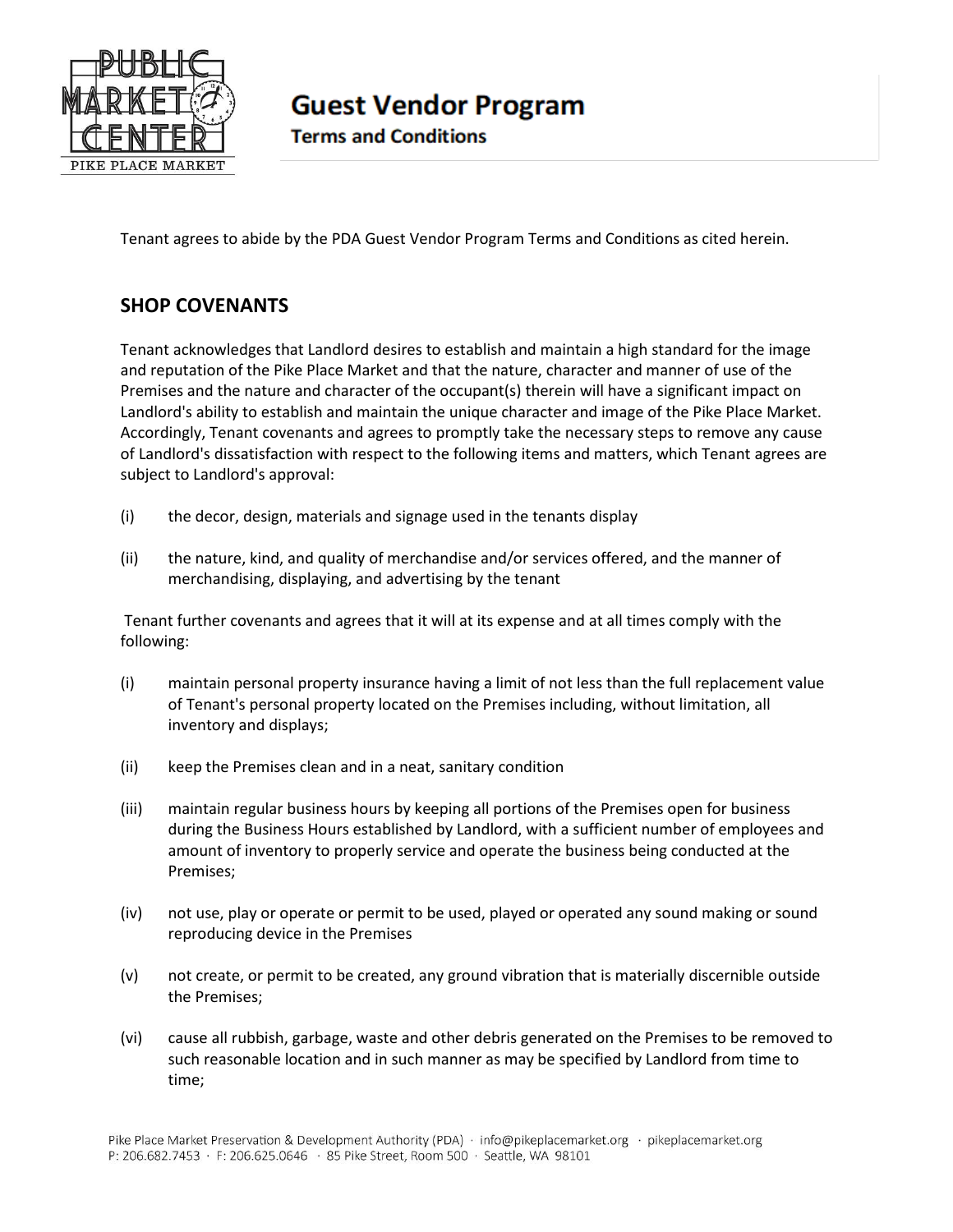# Guest Vendor Program

## Terms and Conditions

Tenant agrees to abide by the PDA Guest Vendor Program Terms and Conditions as cited herein.

## SHOP COVENANTS

Tenant acknowledges that Landlord desires to establish and maintain a high standard for the image and reputation of the Pike Place Market and that the nature, character and manner of use of the Premises and the nature and character of the occupant(s) therein will have a significant impact on Landlord's ability to establish and maintain the unique character and image of the Pike Place Market. Accordingly, Tenant covenants and agrees to promptly take the necessary steps to remove any cause of Landlord's dissatisfaction with respect to the following items and matters, which Tenant agrees are subject to Landlord's approval:

(i) the decor, design, materials and signage used in the tenants display

(ii) the nature, kind, and quality of merchandise and/or services offered, and the manner of merchandising, displaying, and advertising by the tenant

Tenant further covenants and agrees that it will at its expense and at all times comply with the following:

(i) maintain personal property insurance having a limit of not less than the full replacement value of Tenant's personal property located on the Premises including, without limitation, all inventory and displays;

(ii) keep the Premises clean and in a neat, sanitary condition

(iii) maintain regular business hours by keeping all portions of the Premises open for business during the Business Hours established by Landlord, with a sufficient number of employees and amount of inventory to properly service and operate the business being conducted at the Premises;

(iv) not use, play or operate or permit to be used, played or operated any sound making or sound reproducing device in the Premises

(v) not create, or permit to be created, any ground vibration that is materially discernible outside the Premises;

(vi) cause all rubbish, garbage, waste and other debris generated on the Premises to be removed to such reasonable location and in such manner as may be specified by Landlord from time to time;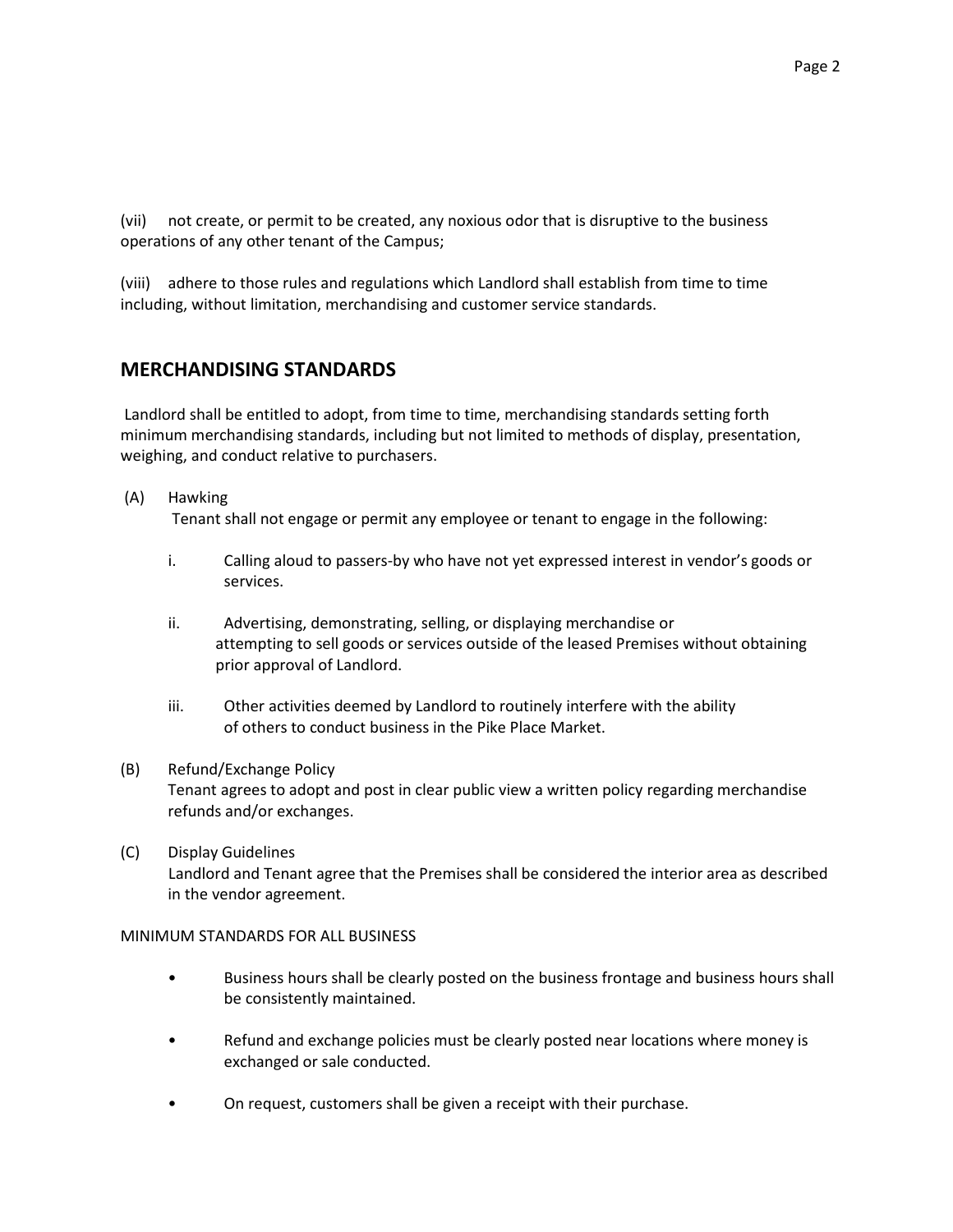(vii) not create, or permit to be created, any noxious odor that is disruptive to the business operations of any other tenant of the Campus;

(viii) adhere to those rules and regulations which Landlord shall establish from time to time including, without limitation, merchandising and customer service standards.

## MERCHANDISING STANDARDS

Landlord shall be entitled to adopt, from time to time, merchandising standards setting forth minimum merchandising standards, including but not limited to methods of display, presentation, weighing, and conduct relative to purchasers.

(A) Hawking
Tenant shall not engage or permit any employee or tenant to engage in the following:

i. Calling aloud to passers-by who have not yet expressed interest in vendor's goods or services.

ii. Advertising, demonstrating, selling, or displaying merchandise or attempting to sell goods or services outside of the leased Premises without obtaining prior approval of Landlord.

iii. Other activities deemed by Landlord to routinely interfere with the ability of others to conduct business in the Pike Place Market.

(B) Refund/Exchange Policy
Tenant agrees to adopt and post in clear public view a written policy regarding merchandise refunds and/or exchanges.

(C) Display Guidelines
Landlord and Tenant agree that the Premises shall be considered the interior area as described in the vendor agreement.

MINIMUM STANDARDS FOR ALL BUSINESS

- Business hours shall be clearly posted on the business frontage and business hours shall be consistently maintained.
- Refund and exchange policies must be clearly posted near locations where money is exchanged or sale conducted.
- On request, customers shall be given a receipt with their purchase.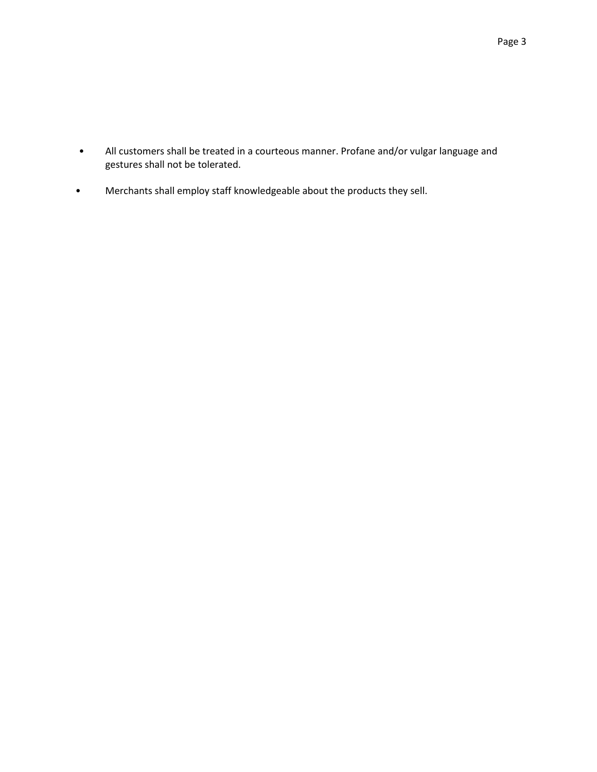- All customers shall be treated in a courteous manner. Profane and/or vulgar language and gestures shall not be tolerated.
- Merchants shall employ staff knowledgeable about the products they sell.